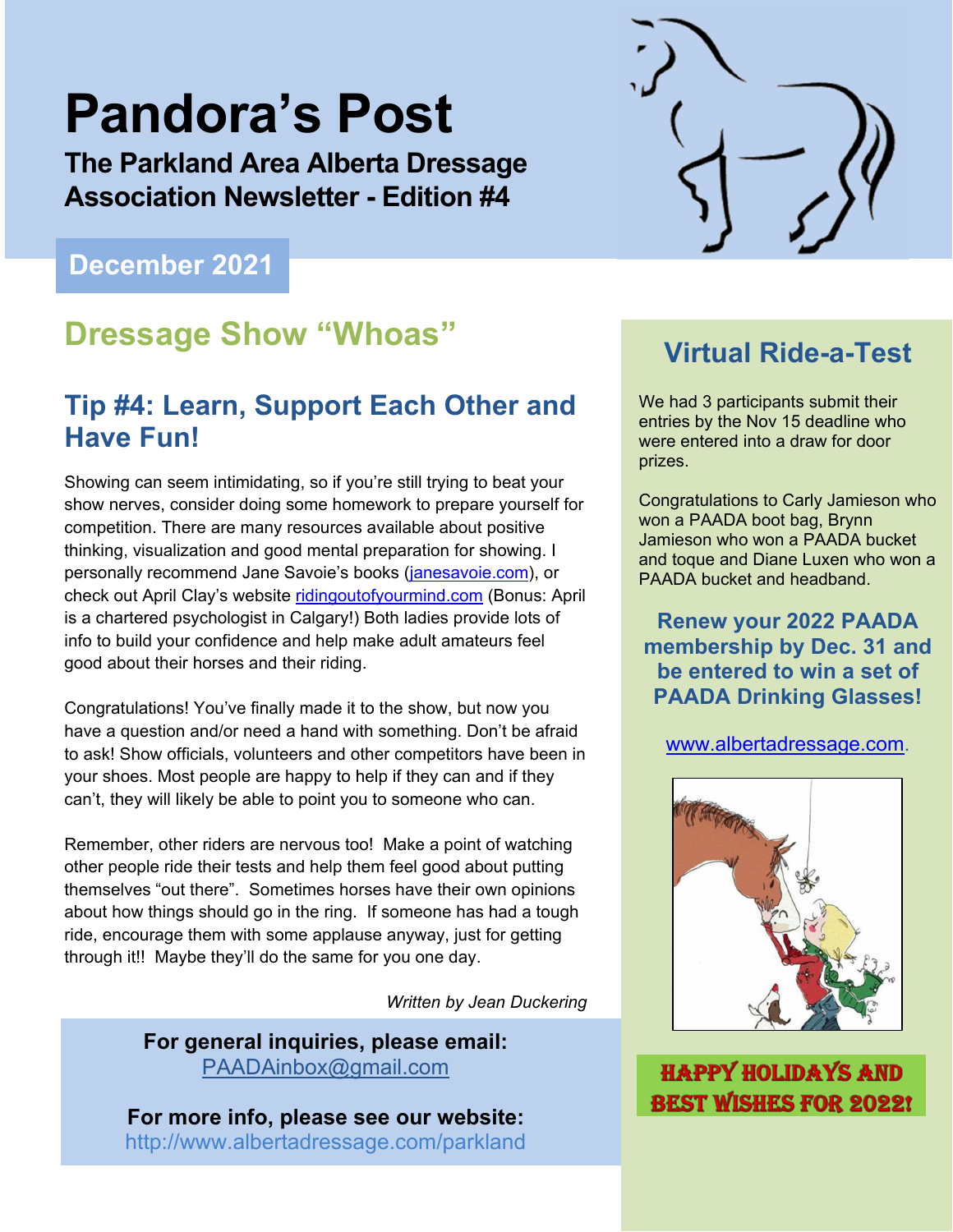# Pandora's Post

**The Parkland Area Alberta Dressage Association Newsletter - Edition #4**

**December 2021**

## Dressage Show "Whoas"

### Tip #4: Learn, Support Each Other and Have Fun!

Showing can seem intimidating, so if you're still trying to beat your show nerves, consider doing some homework to prepare yourself for competition. There are many resources available about positive thinking, visualization and good mental preparation for showing. I personally recommend Jane Savoie's books (janesavoie.com), or check out April Clay's website ridingoutofyourmind.com (Bonus: April is a chartered psychologist in Calgary!) Both ladies provide lots of info to build your confidence and help make adult amateurs feel good about their horses and their riding.

Congratulations! You've finally made it to the show, but now you have a question and/or need a hand with something. Don't be afraid to ask! Show officials, volunteers and other competitors have been in your shoes. Most people are happy to help if they can and if they can't, they will likely be able to point you to someone who can.

Remember, other riders are nervous too! Make a point of watching other people ride their tests and help them feel good about putting themselves "out there". Sometimes horses have their own opinions about how things should go in the ring. If someone has had a tough ride, encourage them with some applause anyway, just for getting through it!! Maybe they'll do the same for you one day.

*Written by Jean Duckering*

**For general inquiries, please email:**
PAADAinbox@gmail.com

**For more info, please see our website:**
http://www.albertadressage.com/parkland

## Virtual Ride-a-Test

We had 3 participants submit their entries by the Nov 15 deadline who were entered into a draw for door prizes.

Congratulations to Carly Jamieson who won a PAADA boot bag, Brynn Jamieson who won a PAADA bucket and toque and Diane Luxen who won a PAADA bucket and headband.

**Renew your 2022 PAADA membership by Dec. 31 and be entered to win a set of PAADA Drinking Glasses!**

www.albertadressage.com.

**HAPPY HOLIDAYS AND BEST WISHES FOR 2022!**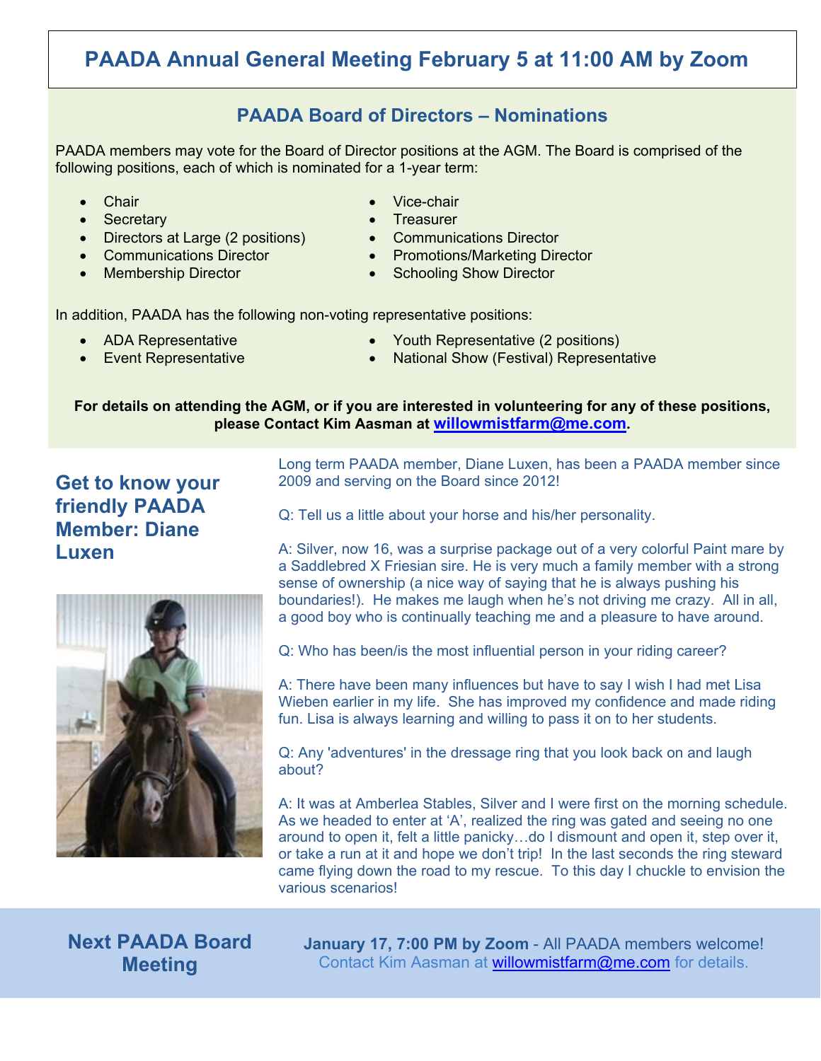# PAADA Annual General Meeting February 5 at 11:00 AM by Zoom

## PAADA Board of Directors – Nominations

PAADA members may vote for the Board of Director positions at the AGM. The Board is comprised of the following positions, each of which is nominated for a 1-year term:

- Chair
- Secretary
- Directors at Large (2 positions)
- Communications Director
- Membership Director
- Vice-chair
- Treasurer
- Communications Director
- Promotions/Marketing Director
- Schooling Show Director

In addition, PAADA has the following non-voting representative positions:

- ADA Representative
- Event Representative
- Youth Representative (2 positions)
- National Show (Festival) Representative

**For details on attending the AGM, or if you are interested in volunteering for any of these positions, please Contact Kim Aasman at willowmistfarm@me.com.**

## Get to know your friendly PAADA Member: Diane Luxen

Long term PAADA member, Diane Luxen, has been a PAADA member since 2009 and serving on the Board since 2012!

Q: Tell us a little about your horse and his/her personality.

A: Silver, now 16, was a surprise package out of a very colorful Paint mare by a Saddlebred X Friesian sire. He is very much a family member with a strong sense of ownership (a nice way of saying that he is always pushing his boundaries!). He makes me laugh when he's not driving me crazy. All in all, a good boy who is continually teaching me and a pleasure to have around.

Q: Who has been/is the most influential person in your riding career?

A: There have been many influences but have to say I wish I had met Lisa Wieben earlier in my life. She has improved my confidence and made riding fun. Lisa is always learning and willing to pass it on to her students.

Q: Any 'adventures' in the dressage ring that you look back on and laugh about?

A: It was at Amberlea Stables, Silver and I were first on the morning schedule. As we headed to enter at 'A', realized the ring was gated and seeing no one around to open it, felt a little panicky…do I dismount and open it, step over it, or take a run at it and hope we don't trip! In the last seconds the ring steward came flying down the road to my rescue. To this day I chuckle to envision the various scenarios!

## Next PAADA Board Meeting

**January 17, 7:00 PM by Zoom** - All PAADA members welcome! Contact Kim Aasman at willowmistfarm@me.com for details.